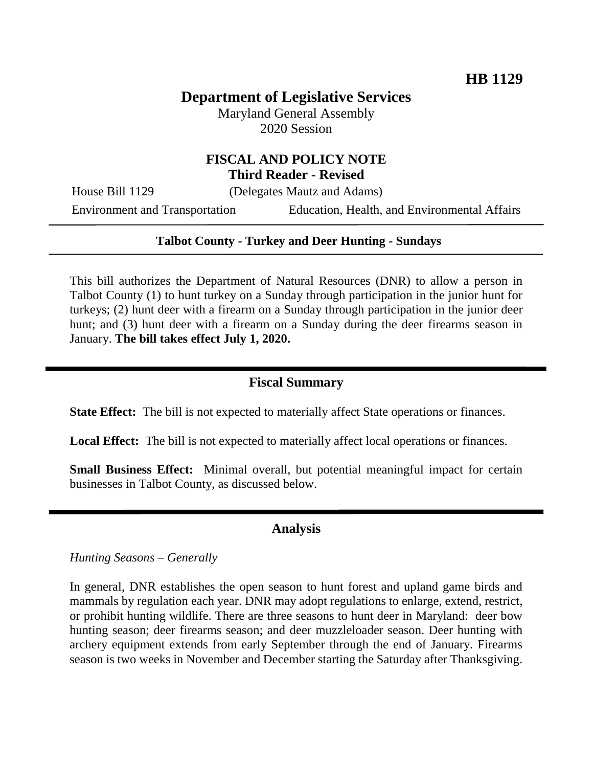HB 1129

# Department of Legislative Services

Maryland General Assembly
2020 Session

## FISCAL AND POLICY NOTE
**Third Reader - Revised**

House Bill 1129 (Delegates Mautz and Adams)

Environment and Transportation — Education, Health, and Environmental Affairs

**Talbot County - Turkey and Deer Hunting - Sundays**

This bill authorizes the Department of Natural Resources (DNR) to allow a person in Talbot County (1) to hunt turkey on a Sunday through participation in the junior hunt for turkeys; (2) hunt deer with a firearm on a Sunday through participation in the junior deer hunt; and (3) hunt deer with a firearm on a Sunday during the deer firearms season in January. **The bill takes effect July 1, 2020.**

## Fiscal Summary

**State Effect:** The bill is not expected to materially affect State operations or finances.

**Local Effect:** The bill is not expected to materially affect local operations or finances.

**Small Business Effect:** Minimal overall, but potential meaningful impact for certain businesses in Talbot County, as discussed below.

## Analysis

*Hunting Seasons – Generally*

In general, DNR establishes the open season to hunt forest and upland game birds and mammals by regulation each year. DNR may adopt regulations to enlarge, extend, restrict, or prohibit hunting wildlife. There are three seasons to hunt deer in Maryland: deer bow hunting season; deer firearms season; and deer muzzleloader season. Deer hunting with archery equipment extends from early September through the end of January. Firearms season is two weeks in November and December starting the Saturday after Thanksgiving.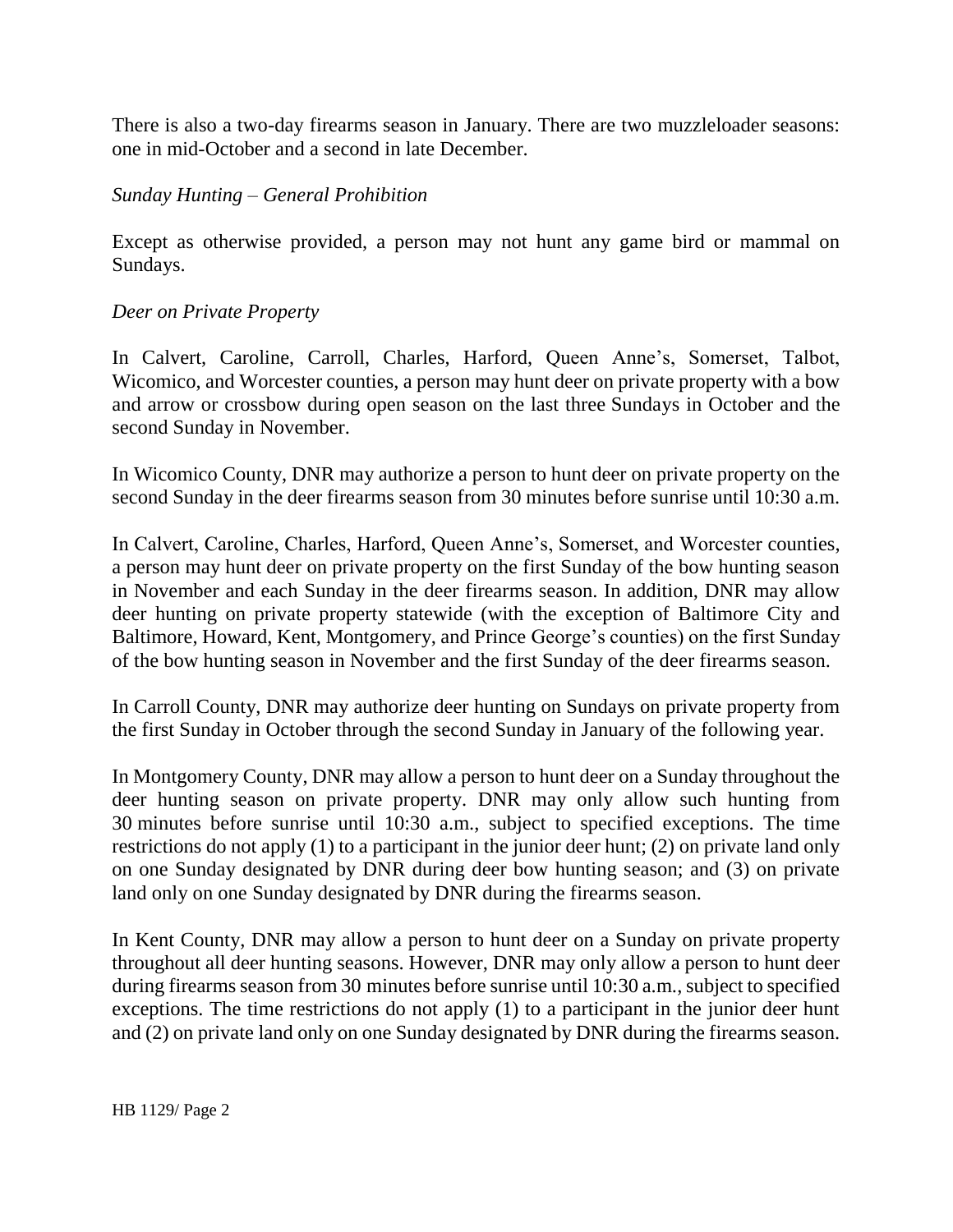There is also a two-day firearms season in January. There are two muzzleloader seasons: one in mid-October and a second in late December.

*Sunday Hunting – General Prohibition*

Except as otherwise provided, a person may not hunt any game bird or mammal on Sundays.

*Deer on Private Property*

In Calvert, Caroline, Carroll, Charles, Harford, Queen Anne's, Somerset, Talbot, Wicomico, and Worcester counties, a person may hunt deer on private property with a bow and arrow or crossbow during open season on the last three Sundays in October and the second Sunday in November.

In Wicomico County, DNR may authorize a person to hunt deer on private property on the second Sunday in the deer firearms season from 30 minutes before sunrise until 10:30 a.m.

In Calvert, Caroline, Charles, Harford, Queen Anne's, Somerset, and Worcester counties, a person may hunt deer on private property on the first Sunday of the bow hunting season in November and each Sunday in the deer firearms season. In addition, DNR may allow deer hunting on private property statewide (with the exception of Baltimore City and Baltimore, Howard, Kent, Montgomery, and Prince George's counties) on the first Sunday of the bow hunting season in November and the first Sunday of the deer firearms season.

In Carroll County, DNR may authorize deer hunting on Sundays on private property from the first Sunday in October through the second Sunday in January of the following year.

In Montgomery County, DNR may allow a person to hunt deer on a Sunday throughout the deer hunting season on private property. DNR may only allow such hunting from 30 minutes before sunrise until 10:30 a.m., subject to specified exceptions. The time restrictions do not apply (1) to a participant in the junior deer hunt; (2) on private land only on one Sunday designated by DNR during deer bow hunting season; and (3) on private land only on one Sunday designated by DNR during the firearms season.

In Kent County, DNR may allow a person to hunt deer on a Sunday on private property throughout all deer hunting seasons. However, DNR may only allow a person to hunt deer during firearms season from 30 minutes before sunrise until 10:30 a.m., subject to specified exceptions. The time restrictions do not apply (1) to a participant in the junior deer hunt and (2) on private land only on one Sunday designated by DNR during the firearms season.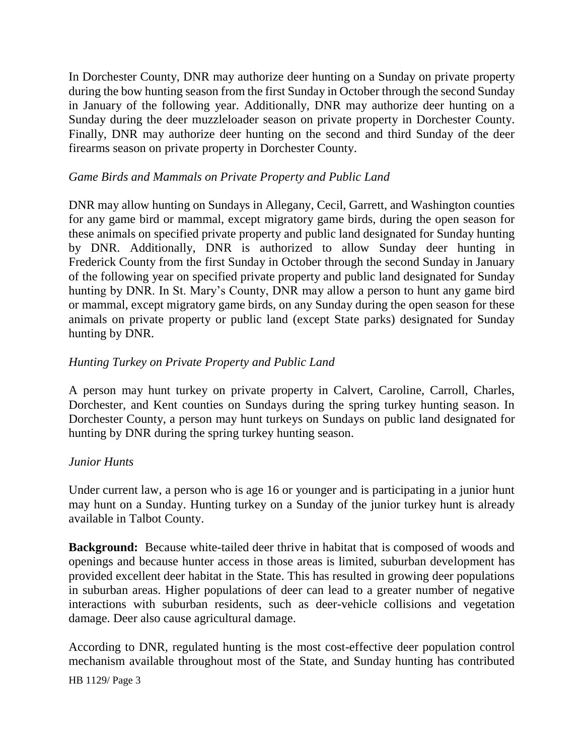In Dorchester County, DNR may authorize deer hunting on a Sunday on private property during the bow hunting season from the first Sunday in October through the second Sunday in January of the following year. Additionally, DNR may authorize deer hunting on a Sunday during the deer muzzleloader season on private property in Dorchester County. Finally, DNR may authorize deer hunting on the second and third Sunday of the deer firearms season on private property in Dorchester County.

*Game Birds and Mammals on Private Property and Public Land*

DNR may allow hunting on Sundays in Allegany, Cecil, Garrett, and Washington counties for any game bird or mammal, except migratory game birds, during the open season for these animals on specified private property and public land designated for Sunday hunting by DNR. Additionally, DNR is authorized to allow Sunday deer hunting in Frederick County from the first Sunday in October through the second Sunday in January of the following year on specified private property and public land designated for Sunday hunting by DNR. In St. Mary's County, DNR may allow a person to hunt any game bird or mammal, except migratory game birds, on any Sunday during the open season for these animals on private property or public land (except State parks) designated for Sunday hunting by DNR.

*Hunting Turkey on Private Property and Public Land*

A person may hunt turkey on private property in Calvert, Caroline, Carroll, Charles, Dorchester, and Kent counties on Sundays during the spring turkey hunting season. In Dorchester County, a person may hunt turkeys on Sundays on public land designated for hunting by DNR during the spring turkey hunting season.

*Junior Hunts*

Under current law, a person who is age 16 or younger and is participating in a junior hunt may hunt on a Sunday. Hunting turkey on a Sunday of the junior turkey hunt is already available in Talbot County.

**Background:** Because white-tailed deer thrive in habitat that is composed of woods and openings and because hunter access in those areas is limited, suburban development has provided excellent deer habitat in the State. This has resulted in growing deer populations in suburban areas. Higher populations of deer can lead to a greater number of negative interactions with suburban residents, such as deer-vehicle collisions and vegetation damage. Deer also cause agricultural damage.

According to DNR, regulated hunting is the most cost-effective deer population control mechanism available throughout most of the State, and Sunday hunting has contributed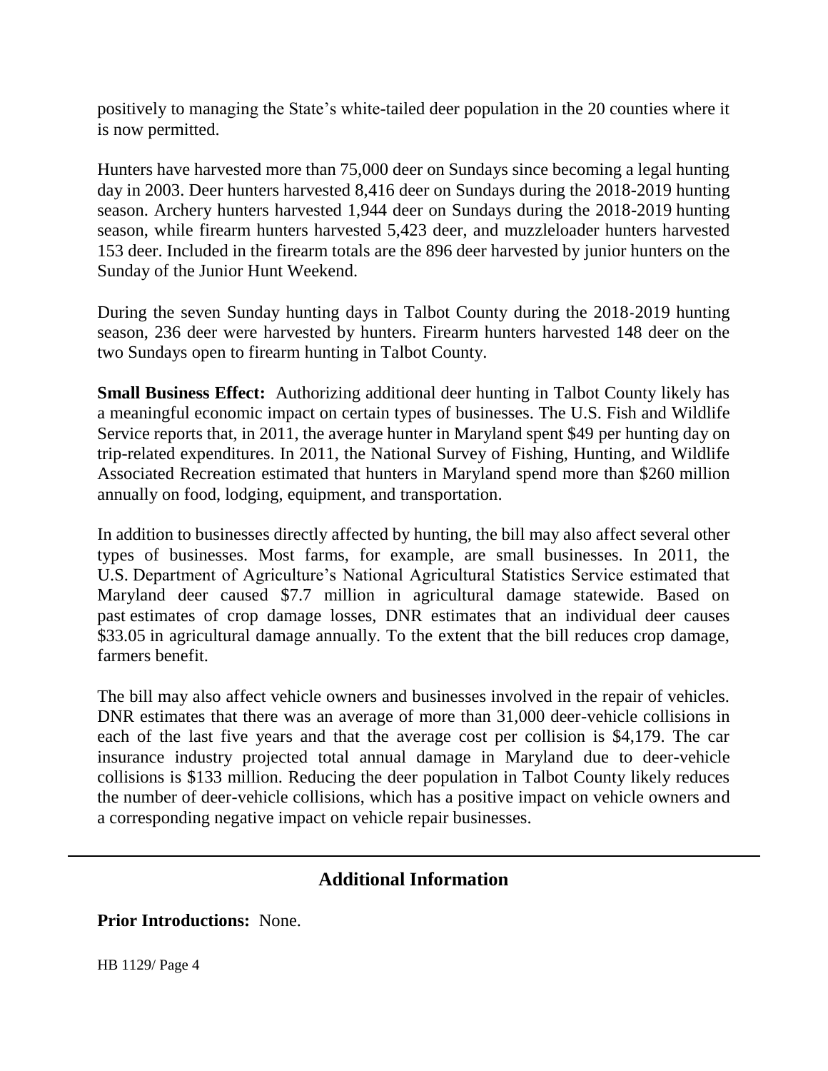positively to managing the State's white-tailed deer population in the 20 counties where it is now permitted.

Hunters have harvested more than 75,000 deer on Sundays since becoming a legal hunting day in 2003. Deer hunters harvested 8,416 deer on Sundays during the 2018-2019 hunting season. Archery hunters harvested 1,944 deer on Sundays during the 2018-2019 hunting season, while firearm hunters harvested 5,423 deer, and muzzleloader hunters harvested 153 deer. Included in the firearm totals are the 896 deer harvested by junior hunters on the Sunday of the Junior Hunt Weekend.

During the seven Sunday hunting days in Talbot County during the 2018-2019 hunting season, 236 deer were harvested by hunters. Firearm hunters harvested 148 deer on the two Sundays open to firearm hunting in Talbot County.

**Small Business Effect:** Authorizing additional deer hunting in Talbot County likely has a meaningful economic impact on certain types of businesses. The U.S. Fish and Wildlife Service reports that, in 2011, the average hunter in Maryland spent $49 per hunting day on trip-related expenditures. In 2011, the National Survey of Fishing, Hunting, and Wildlife Associated Recreation estimated that hunters in Maryland spend more than $260 million annually on food, lodging, equipment, and transportation.

In addition to businesses directly affected by hunting, the bill may also affect several other types of businesses. Most farms, for example, are small businesses. In 2011, the U.S. Department of Agriculture's National Agricultural Statistics Service estimated that Maryland deer caused $7.7 million in agricultural damage statewide. Based on past estimates of crop damage losses, DNR estimates that an individual deer causes $33.05 in agricultural damage annually. To the extent that the bill reduces crop damage, farmers benefit.

The bill may also affect vehicle owners and businesses involved in the repair of vehicles. DNR estimates that there was an average of more than 31,000 deer-vehicle collisions in each of the last five years and that the average cost per collision is $4,179. The car insurance industry projected total annual damage in Maryland due to deer-vehicle collisions is $133 million. Reducing the deer population in Talbot County likely reduces the number of deer-vehicle collisions, which has a positive impact on vehicle owners and a corresponding negative impact on vehicle repair businesses.

## Additional Information

**Prior Introductions:** None.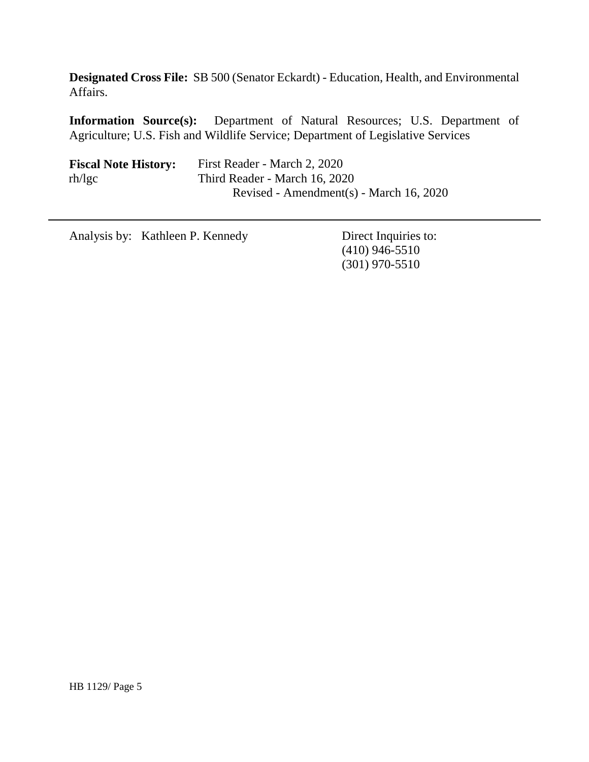**Designated Cross File:** SB 500 (Senator Eckardt) - Education, Health, and Environmental Affairs.

**Information Source(s):** Department of Natural Resources; U.S. Department of Agriculture; U.S. Fish and Wildlife Service; Department of Legislative Services

**Fiscal Note History:** First Reader - March 2, 2020
rh/lgc Third Reader - March 16, 2020
Revised - Amendment(s) - March 16, 2020

---

Analysis by: Kathleen P. Kennedy

Direct Inquiries to:
(410) 946-5510
(301) 970-5510